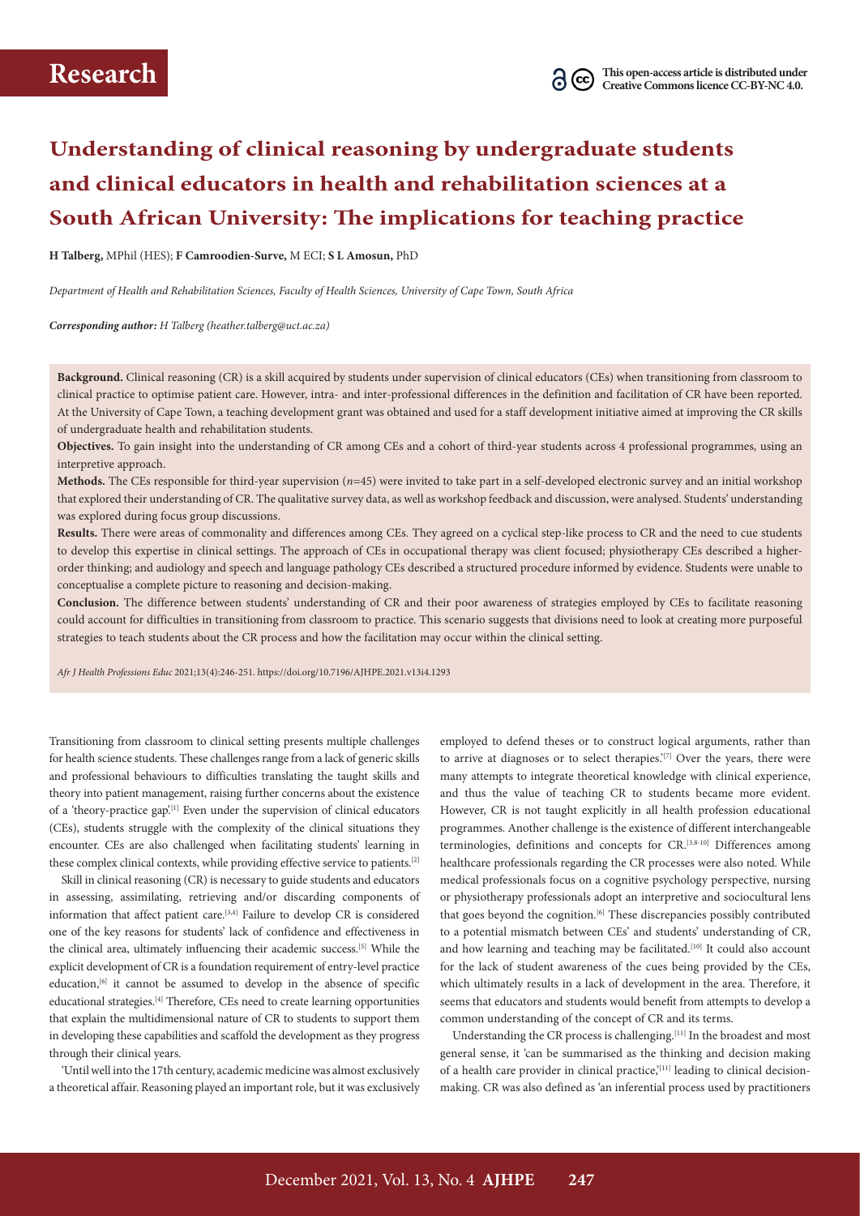**Research**

This open-access article is distributed under Creative Commons licence CC-BY-NC 4.0.

# Understanding of clinical reasoning by undergraduate students and clinical educators in health and rehabilitation sciences at a South African University: The implications for teaching practice

**H Talberg,** MPhil (HES); **F Camroodien-Surve,** M ECI; **S L Amosun,** PhD

*Department of Health and Rehabilitation Sciences, Faculty of Health Sciences, University of Cape Town, South Africa*

***Corresponding author:** H Talberg (heather.talberg@uct.ac.za)*

**Background.** Clinical reasoning (CR) is a skill acquired by students under supervision of clinical educators (CEs) when transitioning from classroom to clinical practice to optimise patient care. However, intra- and inter-professional differences in the definition and facilitation of CR have been reported. At the University of Cape Town, a teaching development grant was obtained and used for a staff development initiative aimed at improving the CR skills of undergraduate health and rehabilitation students.

**Objectives.** To gain insight into the understanding of CR among CEs and a cohort of third-year students across 4 professional programmes, using an interpretive approach.

**Methods.** The CEs responsible for third-year supervision ($n$=45) were invited to take part in a self-developed electronic survey and an initial workshop that explored their understanding of CR. The qualitative survey data, as well as workshop feedback and discussion, were analysed. Students' understanding was explored during focus group discussions.

**Results.** There were areas of commonality and differences among CEs. They agreed on a cyclical step-like process to CR and the need to cue students to develop this expertise in clinical settings. The approach of CEs in occupational therapy was client focused; physiotherapy CEs described a higher-order thinking; and audiology and speech and language pathology CEs described a structured procedure informed by evidence. Students were unable to conceptualise a complete picture to reasoning and decision-making.

**Conclusion.** The difference between students' understanding of CR and their poor awareness of strategies employed by CEs to facilitate reasoning could account for difficulties in transitioning from classroom to practice. This scenario suggests that divisions need to look at creating more purposeful strategies to teach students about the CR process and how the facilitation may occur within the clinical setting.

*Afr J Health Professions Educ* 2021;13(4):246-251. https://doi.org/10.7196/AJHPE.2021.v13i4.1293

Transitioning from classroom to clinical setting presents multiple challenges for health science students. These challenges range from a lack of generic skills and professional behaviours to difficulties translating the taught skills and theory into patient management, raising further concerns about the existence of a 'theory-practice gap'.[1] Even under the supervision of clinical educators (CEs), students struggle with the complexity of the clinical situations they encounter. CEs are also challenged when facilitating students' learning in these complex clinical contexts, while providing effective service to patients.[2]

Skill in clinical reasoning (CR) is necessary to guide students and educators in assessing, assimilating, retrieving and/or discarding components of information that affect patient care.[3,4] Failure to develop CR is considered one of the key reasons for students' lack of confidence and effectiveness in the clinical area, ultimately influencing their academic success.[5] While the explicit development of CR is a foundation requirement of entry-level practice education,[6] it cannot be assumed to develop in the absence of specific educational strategies.[4] Therefore, CEs need to create learning opportunities that explain the multidimensional nature of CR to students to support them in developing these capabilities and scaffold the development as they progress through their clinical years.

'Until well into the 17th century, academic medicine was almost exclusively a theoretical affair. Reasoning played an important role, but it was exclusively employed to defend theses or to construct logical arguments, rather than to arrive at diagnoses or to select therapies.'[7] Over the years, there were many attempts to integrate theoretical knowledge with clinical experience, and thus the value of teaching CR to students became more evident. However, CR is not taught explicitly in all health profession educational programmes. Another challenge is the existence of different interchangeable terminologies, definitions and concepts for CR.[3,8-10] Differences among healthcare professionals regarding the CR processes were also noted. While medical professionals focus on a cognitive psychology perspective, nursing or physiotherapy professionals adopt an interpretive and sociocultural lens that goes beyond the cognition.[6] These discrepancies possibly contributed to a potential mismatch between CEs' and students' understanding of CR, and how learning and teaching may be facilitated.[10] It could also account for the lack of student awareness of the cues being provided by the CEs, which ultimately results in a lack of development in the area. Therefore, it seems that educators and students would benefit from attempts to develop a common understanding of the concept of CR and its terms.

Understanding the CR process is challenging.[11] In the broadest and most general sense, it 'can be summarised as the thinking and decision making of a health care provider in clinical practice,'[11] leading to clinical decision-making. CR was also defined as 'an inferential process used by practitioners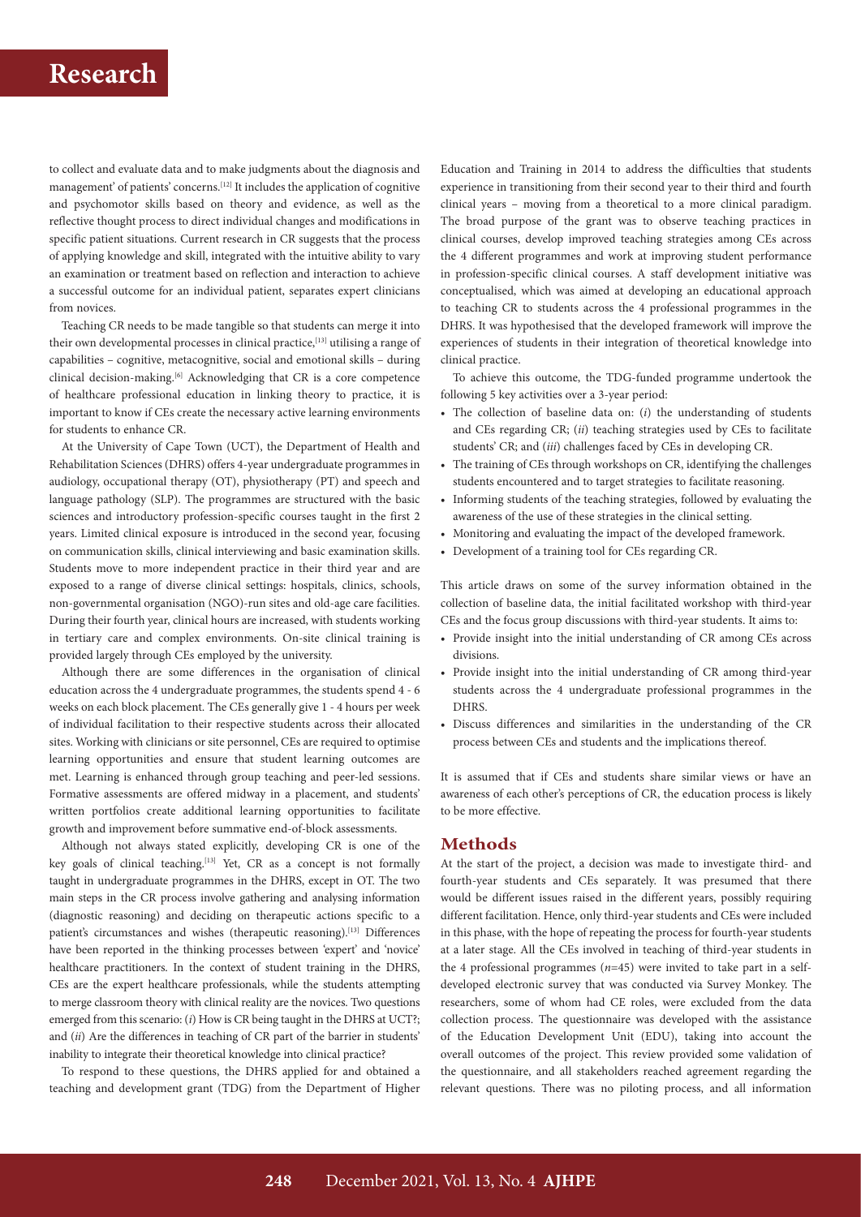to collect and evaluate data and to make judgments about the diagnosis and management' of patients' concerns.[12] It includes the application of cognitive and psychomotor skills based on theory and evidence, as well as the reflective thought process to direct individual changes and modifications in specific patient situations. Current research in CR suggests that the process of applying knowledge and skill, integrated with the intuitive ability to vary an examination or treatment based on reflection and interaction to achieve a successful outcome for an individual patient, separates expert clinicians from novices.

Teaching CR needs to be made tangible so that students can merge it into their own developmental processes in clinical practice,[13] utilising a range of capabilities – cognitive, metacognitive, social and emotional skills – during clinical decision-making.[6] Acknowledging that CR is a core competence of healthcare professional education in linking theory to practice, it is important to know if CEs create the necessary active learning environments for students to enhance CR.

At the University of Cape Town (UCT), the Department of Health and Rehabilitation Sciences (DHRS) offers 4-year undergraduate programmes in audiology, occupational therapy (OT), physiotherapy (PT) and speech and language pathology (SLP). The programmes are structured with the basic sciences and introductory profession-specific courses taught in the first 2 years. Limited clinical exposure is introduced in the second year, focusing on communication skills, clinical interviewing and basic examination skills. Students move to more independent practice in their third year and are exposed to a range of diverse clinical settings: hospitals, clinics, schools, non-governmental organisation (NGO)-run sites and old-age care facilities. During their fourth year, clinical hours are increased, with students working in tertiary care and complex environments. On-site clinical training is provided largely through CEs employed by the university.

Although there are some differences in the organisation of clinical education across the 4 undergraduate programmes, the students spend 4 - 6 weeks on each block placement. The CEs generally give 1 - 4 hours per week of individual facilitation to their respective students across their allocated sites. Working with clinicians or site personnel, CEs are required to optimise learning opportunities and ensure that student learning outcomes are met. Learning is enhanced through group teaching and peer-led sessions. Formative assessments are offered midway in a placement, and students' written portfolios create additional learning opportunities to facilitate growth and improvement before summative end-of-block assessments.

Although not always stated explicitly, developing CR is one of the key goals of clinical teaching.[13] Yet, CR as a concept is not formally taught in undergraduate programmes in the DHRS, except in OT. The two main steps in the CR process involve gathering and analysing information (diagnostic reasoning) and deciding on therapeutic actions specific to a patient's circumstances and wishes (therapeutic reasoning).[13] Differences have been reported in the thinking processes between 'expert' and 'novice' healthcare practitioners. In the context of student training in the DHRS, CEs are the expert healthcare professionals, while the students attempting to merge classroom theory with clinical reality are the novices. Two questions emerged from this scenario: (*i*) How is CR being taught in the DHRS at UCT?; and (*ii*) Are the differences in teaching of CR part of the barrier in students' inability to integrate their theoretical knowledge into clinical practice?

To respond to these questions, the DHRS applied for and obtained a teaching and development grant (TDG) from the Department of Higher Education and Training in 2014 to address the difficulties that students experience in transitioning from their second year to their third and fourth clinical years – moving from a theoretical to a more clinical paradigm. The broad purpose of the grant was to observe teaching practices in clinical courses, develop improved teaching strategies among CEs across the 4 different programmes and work at improving student performance in profession-specific clinical courses. A staff development initiative was conceptualised, which was aimed at developing an educational approach to teaching CR to students across the 4 professional programmes in the DHRS. It was hypothesised that the developed framework will improve the experiences of students in their integration of theoretical knowledge into clinical practice.

To achieve this outcome, the TDG-funded programme undertook the following 5 key activities over a 3-year period:

- The collection of baseline data on: (*i*) the understanding of students and CEs regarding CR; (*ii*) teaching strategies used by CEs to facilitate students' CR; and (*iii*) challenges faced by CEs in developing CR.
- The training of CEs through workshops on CR, identifying the challenges students encountered and to target strategies to facilitate reasoning.
- Informing students of the teaching strategies, followed by evaluating the awareness of the use of these strategies in the clinical setting.
- Monitoring and evaluating the impact of the developed framework.
- Development of a training tool for CEs regarding CR.

This article draws on some of the survey information obtained in the collection of baseline data, the initial facilitated workshop with third-year CEs and the focus group discussions with third-year students. It aims to:

- Provide insight into the initial understanding of CR among CEs across divisions.
- Provide insight into the initial understanding of CR among third-year students across the 4 undergraduate professional programmes in the DHRS.
- Discuss differences and similarities in the understanding of the CR process between CEs and students and the implications thereof.

It is assumed that if CEs and students share similar views or have an awareness of each other's perceptions of CR, the education process is likely to be more effective.

## Methods

At the start of the project, a decision was made to investigate third- and fourth-year students and CEs separately. It was presumed that there would be different issues raised in the different years, possibly requiring different facilitation. Hence, only third-year students and CEs were included in this phase, with the hope of repeating the process for fourth-year students at a later stage. All the CEs involved in teaching of third-year students in the 4 professional programmes ($n$=45) were invited to take part in a self-developed electronic survey that was conducted via Survey Monkey. The researchers, some of whom had CE roles, were excluded from the data collection process. The questionnaire was developed with the assistance of the Education Development Unit (EDU), taking into account the overall outcomes of the project. This review provided some validation of the questionnaire, and all stakeholders reached agreement regarding the relevant questions. There was no piloting process, and all information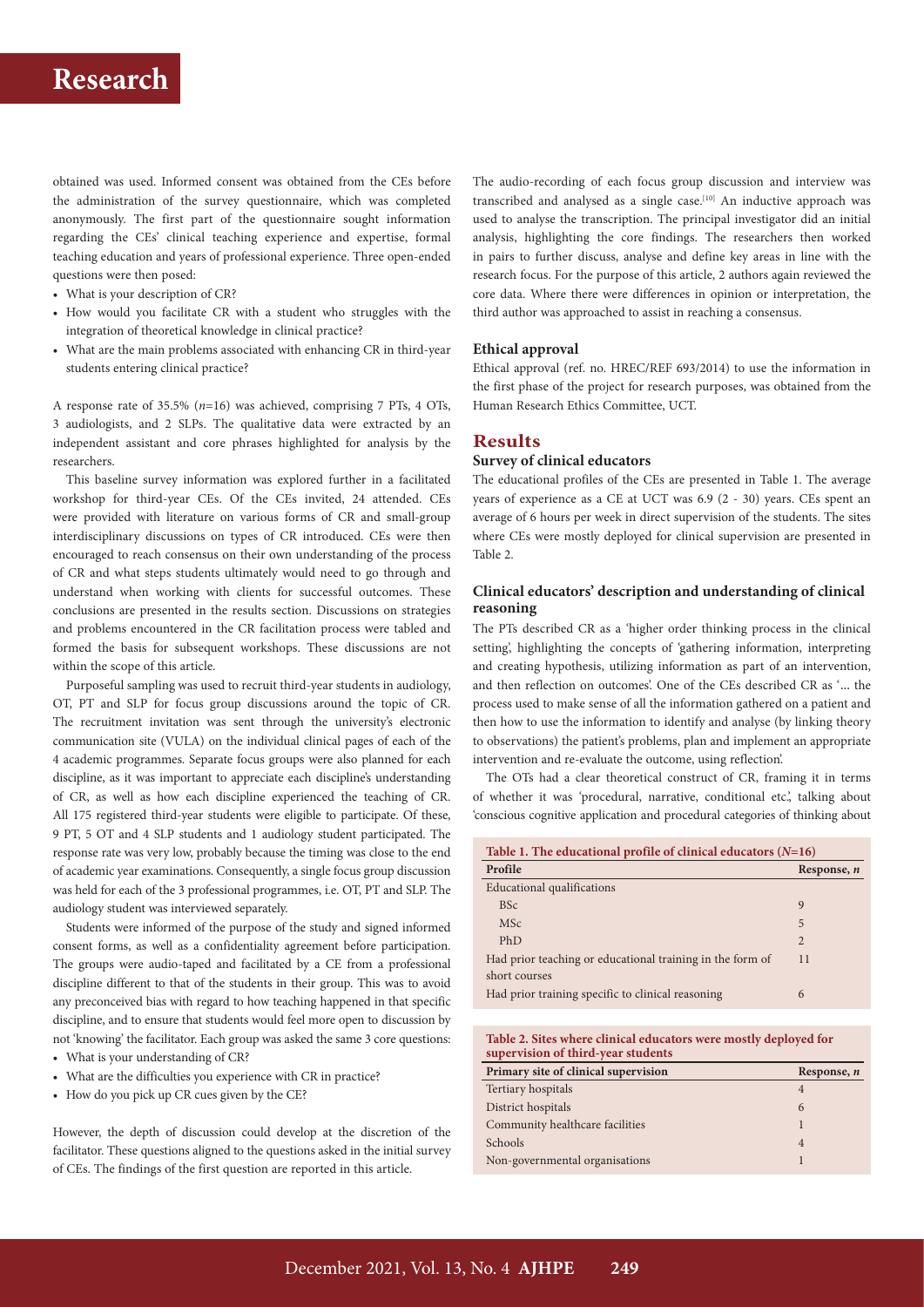obtained was used. Informed consent was obtained from the CEs before the administration of the survey questionnaire, which was completed anonymously. The first part of the questionnaire sought information regarding the CEs' clinical teaching experience and expertise, formal teaching education and years of professional experience. Three open-ended questions were then posed:

- What is your description of CR?
- How would you facilitate CR with a student who struggles with the integration of theoretical knowledge in clinical practice?
- What are the main problems associated with enhancing CR in third-year students entering clinical practice?

A response rate of 35.5% (*n*=16) was achieved, comprising 7 PTs, 4 OTs, 3 audiologists, and 2 SLPs. The qualitative data were extracted by an independent assistant and core phrases highlighted for analysis by the researchers.

This baseline survey information was explored further in a facilitated workshop for third-year CEs. Of the CEs invited, 24 attended. CEs were provided with literature on various forms of CR and small-group interdisciplinary discussions on types of CR introduced. CEs were then encouraged to reach consensus on their own understanding of the process of CR and what steps students ultimately would need to go through and understand when working with clients for successful outcomes. These conclusions are presented in the results section. Discussions on strategies and problems encountered in the CR facilitation process were tabled and formed the basis for subsequent workshops. These discussions are not within the scope of this article.

Purposeful sampling was used to recruit third-year students in audiology, OT, PT and SLP for focus group discussions around the topic of CR. The recruitment invitation was sent through the university's electronic communication site (VULA) on the individual clinical pages of each of the 4 academic programmes. Separate focus groups were also planned for each discipline, as it was important to appreciate each discipline's understanding of CR, as well as how each discipline experienced the teaching of CR. All 175 registered third-year students were eligible to participate. Of these, 9 PT, 5 OT and 4 SLP students and 1 audiology student participated. The response rate was very low, probably because the timing was close to the end of academic year examinations. Consequently, a single focus group discussion was held for each of the 3 professional programmes, i.e. OT, PT and SLP. The audiology student was interviewed separately.

Students were informed of the purpose of the study and signed informed consent forms, as well as a confidentiality agreement before participation. The groups were audio-taped and facilitated by a CE from a professional discipline different to that of the students in their group. This was to avoid any preconceived bias with regard to how teaching happened in that specific discipline, and to ensure that students would feel more open to discussion by not 'knowing' the facilitator. Each group was asked the same 3 core questions:

- What is your understanding of CR?
- What are the difficulties you experience with CR in practice?
- How do you pick up CR cues given by the CE?

However, the depth of discussion could develop at the discretion of the facilitator. These questions aligned to the questions asked in the initial survey of CEs. The findings of the first question are reported in this article.

The audio-recording of each focus group discussion and interview was transcribed and analysed as a single case.[10] An inductive approach was used to analyse the transcription. The principal investigator did an initial analysis, highlighting the core findings. The researchers then worked in pairs to further discuss, analyse and define key areas in line with the research focus. For the purpose of this article, 2 authors again reviewed the core data. Where there were differences in opinion or interpretation, the third author was approached to assist in reaching a consensus.

### Ethical approval

Ethical approval (ref. no. HREC/REF 693/2014) to use the information in the first phase of the project for research purposes, was obtained from the Human Research Ethics Committee, UCT.

## Results

### Survey of clinical educators

The educational profiles of the CEs are presented in Table 1. The average years of experience as a CE at UCT was 6.9 (2 - 30) years. CEs spent an average of 6 hours per week in direct supervision of the students. The sites where CEs were mostly deployed for clinical supervision are presented in Table 2.

### Clinical educators' description and understanding of clinical reasoning

The PTs described CR as a 'higher order thinking process in the clinical setting', highlighting the concepts of 'gathering information, interpreting and creating hypothesis, utilizing information as part of an intervention, and then reflection on outcomes'. One of the CEs described CR as '... the process used to make sense of all the information gathered on a patient and then how to use the information to identify and analyse (by linking theory to observations) the patient's problems, plan and implement an appropriate intervention and re-evaluate the outcome, using reflection'.

The OTs had a clear theoretical construct of CR, framing it in terms of whether it was 'procedural, narrative, conditional etc.', talking about 'conscious cognitive application and procedural categories of thinking about

**Table 1. The educational profile of clinical educators (*N*=16)**

| Profile | Response, *n* |
|---|---|
| Educational qualifications | |
| BSc | 9 |
| MSc | 5 |
| PhD | 2 |
| Had prior teaching or educational training in the form of short courses | 11 |
| Had prior training specific to clinical reasoning | 6 |

**Table 2. Sites where clinical educators were mostly deployed for supervision of third-year students**

| Primary site of clinical supervision | Response, *n* |
|---|---|
| Tertiary hospitals | 4 |
| District hospitals | 6 |
| Community healthcare facilities | 1 |
| Schools | 4 |
| Non-governmental organisations | 1 |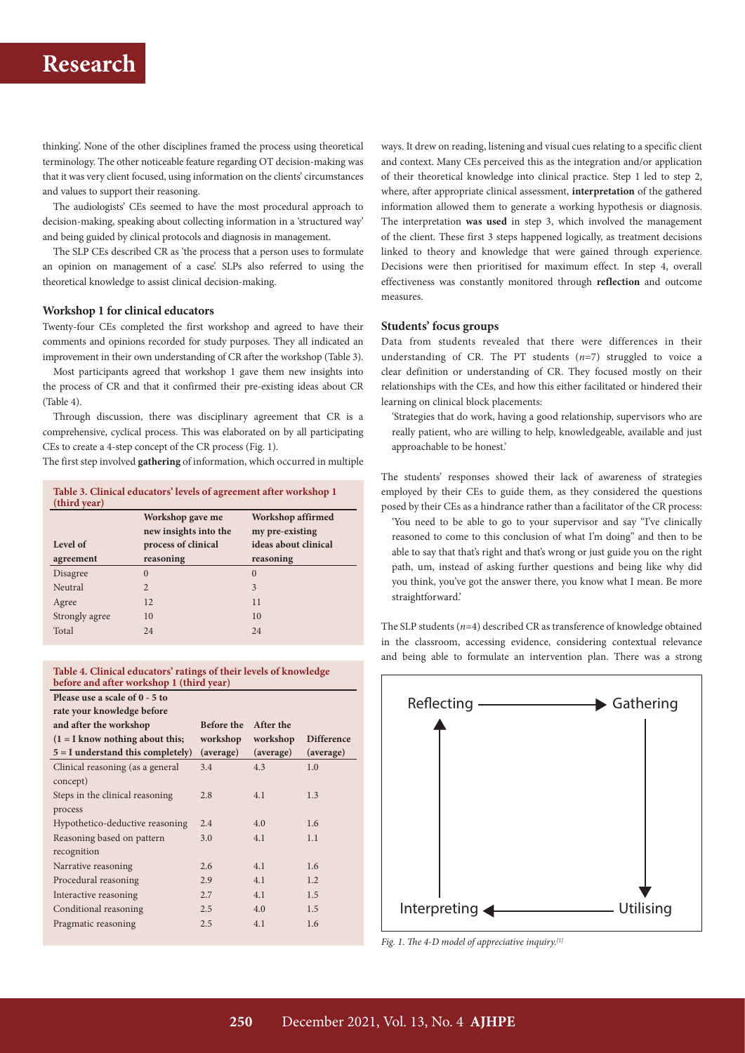thinking'. None of the other disciplines framed the process using theoretical terminology. The other noticeable feature regarding OT decision-making was that it was very client focused, using information on the clients' circumstances and values to support their reasoning.

The audiologists' CEs seemed to have the most procedural approach to decision-making, speaking about collecting information in a 'structured way' and being guided by clinical protocols and diagnosis in management.

The SLP CEs described CR as 'the process that a person uses to formulate an opinion on management of a case'. SLPs also referred to using the theoretical knowledge to assist clinical decision-making.

### Workshop 1 for clinical educators

Twenty-four CEs completed the first workshop and agreed to have their comments and opinions recorded for study purposes. They all indicated an improvement in their own understanding of CR after the workshop (Table 3).

Most participants agreed that workshop 1 gave them new insights into the process of CR and that it confirmed their pre-existing ideas about CR (Table 4).

Through discussion, there was disciplinary agreement that CR is a comprehensive, cyclical process. This was elaborated on by all participating CEs to create a 4-step concept of the CR process (Fig. 1).

The first step involved **gathering** of information, which occurred in multiple ways. It drew on reading, listening and visual cues relating to a specific client and context. Many CEs perceived this as the integration and/or application of their theoretical knowledge into clinical practice. Step 1 led to step 2, where, after appropriate clinical assessment, **interpretation** of the gathered information allowed them to generate a working hypothesis or diagnosis. The interpretation **was used** in step 3, which involved the management of the client. These first 3 steps happened logically, as treatment decisions linked to theory and knowledge that were gained through experience. Decisions were then prioritised for maximum effect. In step 4, overall effectiveness was constantly monitored through **reflection** and outcome measures.

**Table 3. Clinical educators' levels of agreement after workshop 1 (third year)**

| Level of agreement | Workshop gave me new insights into the process of clinical reasoning | Workshop affirmed my pre-existing ideas about clinical reasoning |
|---|---|---|
| Disagree | 0 | 0 |
| Neutral | 2 | 3 |
| Agree | 12 | 11 |
| Strongly agree | 10 | 10 |
| Total | 24 | 24 |

**Table 4. Clinical educators' ratings of their levels of knowledge before and after workshop 1 (third year)**

| Please use a scale of 0 - 5 to rate your knowledge before and after the workshop (1 = I know nothing about this; 5 = I understand this completely) | Before the workshop (average) | After the workshop (average) | Difference (average) |
|---|---|---|---|
| Clinical reasoning (as a general concept) | 3.4 | 4.3 | 1.0 |
| Steps in the clinical reasoning process | 2.8 | 4.1 | 1.3 |
| Hypothetico-deductive reasoning | 2.4 | 4.0 | 1.6 |
| Reasoning based on pattern recognition | 3.0 | 4.1 | 1.1 |
| Narrative reasoning | 2.6 | 4.1 | 1.6 |
| Procedural reasoning | 2.9 | 4.1 | 1.2 |
| Interactive reasoning | 2.7 | 4.1 | 1.5 |
| Conditional reasoning | 2.5 | 4.0 | 1.5 |
| Pragmatic reasoning | 2.5 | 4.1 | 1.6 |

### Students' focus groups

Data from students revealed that there were differences in their understanding of CR. The PT students ($n$=7) struggled to voice a clear definition or understanding of CR. They focused mostly on their relationships with the CEs, and how this either facilitated or hindered their learning on clinical block placements:

> 'Strategies that do work, having a good relationship, supervisors who are really patient, who are willing to help, knowledgeable, available and just approachable to be honest.'

The students' responses showed their lack of awareness of strategies employed by their CEs to guide them, as they considered the questions posed by their CEs as a hindrance rather than a facilitator of the CR process:

> 'You need to be able to go to your supervisor and say "I've clinically reasoned to come to this conclusion of what I'm doing" and then to be able to say that that's right and that's wrong or just guide you on the right path, um, instead of asking further questions and being like why did you think, you've got the answer there, you know what I mean. Be more straightforward.'

The SLP students ($n$=4) described CR as transference of knowledge obtained in the classroom, accessing evidence, considering contextual relevance and being able to formulate an intervention plan. There was a strong

*Fig. 1. The 4-D model of appreciative inquiry.*[1]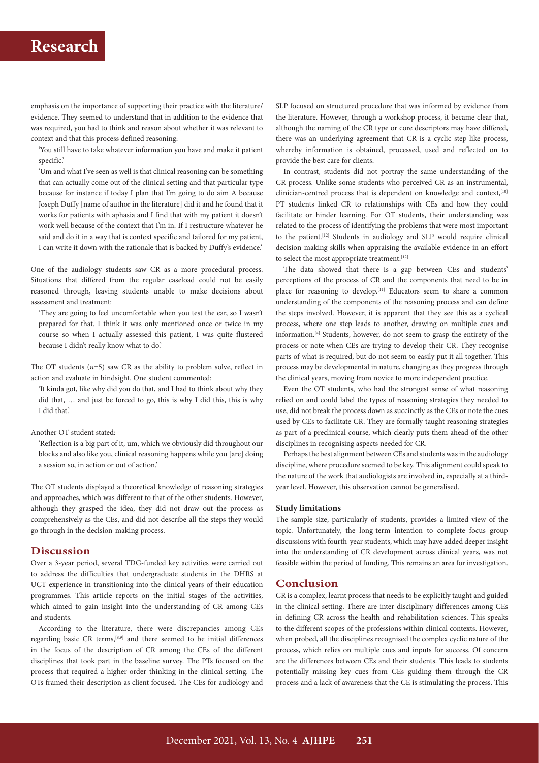emphasis on the importance of supporting their practice with the literature/evidence. They seemed to understand that in addition to the evidence that was required, you had to think and reason about whether it was relevant to context and that this process defined reasoning:

> 'You still have to take whatever information you have and make it patient specific.'
>
> 'Um and what I've seen as well is that clinical reasoning can be something that can actually come out of the clinical setting and that particular type because for instance if today I plan that I'm going to do aim A because Joseph Duffy [name of author in the literature] did it and he found that it works for patients with aphasia and I find that with my patient it doesn't work well because of the context that I'm in. If I restructure whatever he said and do it in a way that is context specific and tailored for my patient, I can write it down with the rationale that is backed by Duffy's evidence.'

One of the audiology students saw CR as a more procedural process. Situations that differed from the regular caseload could not be easily reasoned through, leaving students unable to make decisions about assessment and treatment:

> 'They are going to feel uncomfortable when you test the ear, so I wasn't prepared for that. I think it was only mentioned once or twice in my course so when I actually assessed this patient, I was quite flustered because I didn't really know what to do.'

The OT students (*n*=5) saw CR as the ability to problem solve, reflect in action and evaluate in hindsight. One student commented:

> 'It kinda got, like why did you do that, and I had to think about why they did that, … and just be forced to go, this is why I did this, this is why I did that.'

Another OT student stated:

> 'Reflection is a big part of it, um, which we obviously did throughout our blocks and also like you, clinical reasoning happens while you [are] doing a session so, in action or out of action.'

The OT students displayed a theoretical knowledge of reasoning strategies and approaches, which was different to that of the other students. However, although they grasped the idea, they did not draw out the process as comprehensively as the CEs, and did not describe all the steps they would go through in the decision-making process.

## Discussion

Over a 3-year period, several TDG-funded key activities were carried out to address the difficulties that undergraduate students in the DHRS at UCT experience in transitioning into the clinical years of their education programmes. This article reports on the initial stages of the activities, which aimed to gain insight into the understanding of CR among CEs and students.

According to the literature, there were discrepancies among CEs regarding basic CR terms,[8,9] and there seemed to be initial differences in the focus of the description of CR among the CEs of the different disciplines that took part in the baseline survey. The PTs focused on the process that required a higher-order thinking in the clinical setting. The OTs framed their description as client focused. The CEs for audiology and SLP focused on structured procedure that was informed by evidence from the literature. However, through a workshop process, it became clear that, although the naming of the CR type or core descriptors may have differed, there was an underlying agreement that CR is a cyclic step-like process, whereby information is obtained, processed, used and reflected on to provide the best care for clients.

In contrast, students did not portray the same understanding of the CR process. Unlike some students who perceived CR as an instrumental, clinician-centred process that is dependent on knowledge and context,[10] PT students linked CR to relationships with CEs and how they could facilitate or hinder learning. For OT students, their understanding was related to the process of identifying the problems that were most important to the patient.[12] Students in audiology and SLP would require clinical decision-making skills when appraising the available evidence in an effort to select the most appropriate treatment.[12]

The data showed that there is a gap between CEs and students' perceptions of the process of CR and the components that need to be in place for reasoning to develop.[11] Educators seem to share a common understanding of the components of the reasoning process and can define the steps involved. However, it is apparent that they see this as a cyclical process, where one step leads to another, drawing on multiple cues and information.[4] Students, however, do not seem to grasp the entirety of the process or note when CEs are trying to develop their CR. They recognise parts of what is required, but do not seem to easily put it all together. This process may be developmental in nature, changing as they progress through the clinical years, moving from novice to more independent practice.

Even the OT students, who had the strongest sense of what reasoning relied on and could label the types of reasoning strategies they needed to use, did not break the process down as succinctly as the CEs or note the cues used by CEs to facilitate CR. They are formally taught reasoning strategies as part of a preclinical course, which clearly puts them ahead of the other disciplines in recognising aspects needed for CR.

Perhaps the best alignment between CEs and students was in the audiology discipline, where procedure seemed to be key. This alignment could speak to the nature of the work that audiologists are involved in, especially at a third-year level. However, this observation cannot be generalised.

### Study limitations

The sample size, particularly of students, provides a limited view of the topic. Unfortunately, the long-term intention to complete focus group discussions with fourth-year students, which may have added deeper insight into the understanding of CR development across clinical years, was not feasible within the period of funding. This remains an area for investigation.

## Conclusion

CR is a complex, learnt process that needs to be explicitly taught and guided in the clinical setting. There are inter-disciplinary differences among CEs in defining CR across the health and rehabilitation sciences. This speaks to the different scopes of the professions within clinical contexts. However, when probed, all the disciplines recognised the complex cyclic nature of the process, which relies on multiple cues and inputs for success. Of concern are the differences between CEs and their students. This leads to students potentially missing key cues from CEs guiding them through the CR process and a lack of awareness that the CE is stimulating the process. This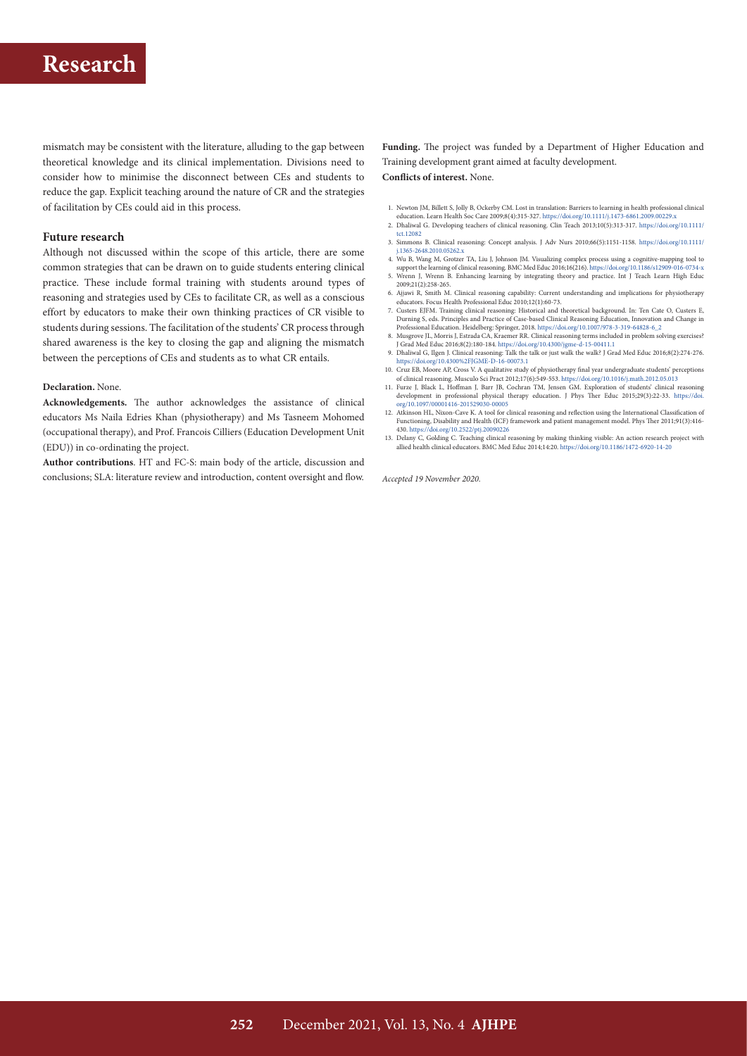mismatch may be consistent with the literature, alluding to the gap between theoretical knowledge and its clinical implementation. Divisions need to consider how to minimise the disconnect between CEs and students to reduce the gap. Explicit teaching around the nature of CR and the strategies of facilitation by CEs could aid in this process.

## Future research

Although not discussed within the scope of this article, there are some common strategies that can be drawn on to guide students entering clinical practice. These include formal training with students around types of reasoning and strategies used by CEs to facilitate CR, as well as a conscious effort by educators to make their own thinking practices of CR visible to students during sessions. The facilitation of the students' CR process through shared awareness is the key to closing the gap and aligning the mismatch between the perceptions of CEs and students as to what CR entails.

**Declaration.** None.

**Acknowledgements.** The author acknowledges the assistance of clinical educators Ms Naila Edries Khan (physiotherapy) and Ms Tasneem Mohomed (occupational therapy), and Prof. Francois Cilliers (Education Development Unit (EDU)) in co-ordinating the project.

**Author contributions**. HT and FC-S: main body of the article, discussion and conclusions; SLA: literature review and introduction, content oversight and flow.

**Funding.** The project was funded by a Department of Higher Education and Training development grant aimed at faculty development.

**Conflicts of interest.** None.

1. Newton JM, Billett S, Jolly B, Ockerby CM. Lost in translation: Barriers to learning in health professional clinical education. Learn Health Soc Care 2009;8(4):315-327. https://doi.org/10.1111/j.1473-6861.2009.00229.x
2. Dhaliwal G. Developing teachers of clinical reasoning. Clin Teach 2013;10(5):313-317. https://doi.org/10.1111/tct.12082
3. Simmons B. Clinical reasoning: Concept analysis. J Adv Nurs 2010;66(5):1151-1158. https://doi.org/10.1111/j.1365-2648.2010.05262.x
4. Wu B, Wang M, Grotzer TA, Liu J, Johnson JM. Visualizing complex process using a cognitive-mapping tool to support the learning of clinical reasoning. BMC Med Educ 2016;16(216). https://doi.org/10.1186/s12909-016-0734-x
5. Wrenn J, Wrenn B. Enhancing learning by integrating theory and practice. Int J Teach Learn High Educ 2009;21(2):258-265.
6. Ajjawi R, Smith M. Clinical reasoning capability: Current understanding and implications for physiotherapy educators. Focus Health Professional Educ 2010;12(1):60-73.
7. Custers EJFM. Training clinical reasoning: Historical and theoretical background. In: Ten Cate O, Custers E, Durning S, eds. Principles and Practice of Case-based Clinical Reasoning Education, Innovation and Change in Professional Education. Heidelberg: Springer, 2018. https://doi.org/10.1007/978-3-319-64828-6_2
8. Musgrove JL, Morris J, Estrada CA, Kraemer RR. Clinical reasoning terms included in problem solving exercises? J Grad Med Educ 2016;8(2):180-184. https://doi.org/10.4300/jgme-d-15-00411.1
9. Dhaliwal G, Ilgen J. Clinical reasoning: Talk the talk or just walk the walk? J Grad Med Educ 2016;8(2):274-276. https://doi.org/10.4300%2FJGME-D-16-00073.1
10. Cruz EB, Moore AP, Cross V. A qualitative study of physiotherapy final year undergraduate students' perceptions of clinical reasoning. Musculo Sci Pract 2012;17(6):549-553. https://doi.org/10.1016/j.math.2012.05.013
11. Furze J, Black L, Hoffman J, Barr JB, Cochran TM, Jensen GM. Exploration of students' clinical reasoning development in professional physical therapy education. J Phys Ther Educ 2015;29(3):22-33. https://doi.org/10.1097/00001416-201529030-00005
12. Atkinson HL, Nixon-Cave K. A tool for clinical reasoning and reflection using the International Classification of Functioning, Disability and Health (ICF) framework and patient management model. Phys Ther 2011;91(3):416-430. https://doi.org/10.2522/ptj.20090226
13. Delany C, Golding C. Teaching clinical reasoning by making thinking visible: An action research project with allied health clinical educators. BMC Med Educ 2014;14:20. https://doi.org/10.1186/1472-6920-14-20

*Accepted 19 November 2020.*